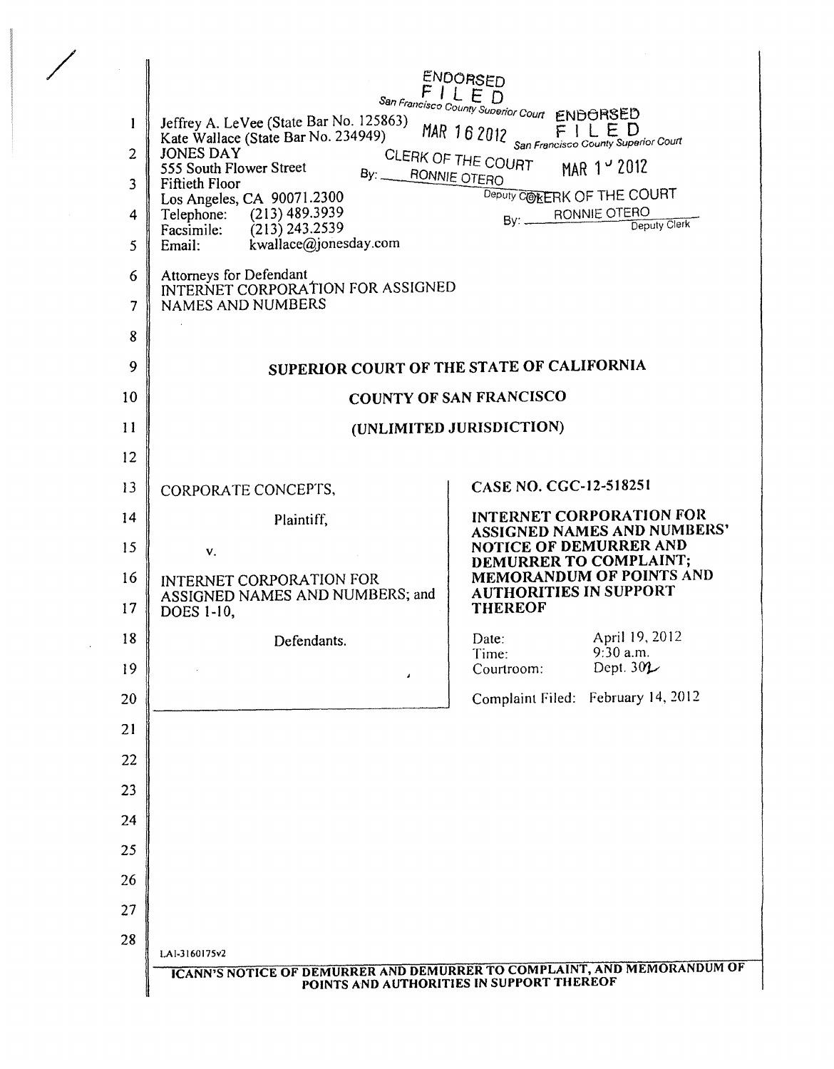ENDORSED
FILED
San Francisco County Superior Court
MAR 16 2012
CLERK OF THE COURT
By: RONNIE OTERO
Deputy Clerk

ENDORSED
FILED
San Francisco County Superior Court
MAR 1 2012
CLERK OF THE COURT
By: RONNIE OTERO
Deputy Clerk

Jeffrey A. LeVee (State Bar No. 125863)
Kate Wallace (State Bar No. 234949)
JONES DAY
555 South Flower Street
Fiftieth Floor
Los Angeles, CA 90071.2300
Telephone: (213) 489.3939
Facsimile: (213) 243.2539
Email: kwallace@jonesday.com

Attorneys for Defendant
INTERNET CORPORATION FOR ASSIGNED NAMES AND NUMBERS

## SUPERIOR COURT OF THE STATE OF CALIFORNIA

## COUNTY OF SAN FRANCISCO

## (UNLIMITED JURISDICTION)

CORPORATE CONCEPTS,

Plaintiff,

v.

INTERNET CORPORATION FOR ASSIGNED NAMES AND NUMBERS; and DOES 1-10,

Defendants.

**CASE NO. CGC-12-518251**

**INTERNET CORPORATION FOR ASSIGNED NAMES AND NUMBERS' NOTICE OF DEMURRER AND DEMURRER TO COMPLAINT; MEMORANDUM OF POINTS AND AUTHORITIES IN SUPPORT THEREOF**

Date: April 19, 2012
Time: 9:30 a.m.
Courtroom: Dept. 302

Complaint Filed: February 14, 2012

LAI-3160175v2

**ICANN'S NOTICE OF DEMURRER AND DEMURRER TO COMPLAINT, AND MEMORANDUM OF POINTS AND AUTHORITIES IN SUPPORT THEREOF**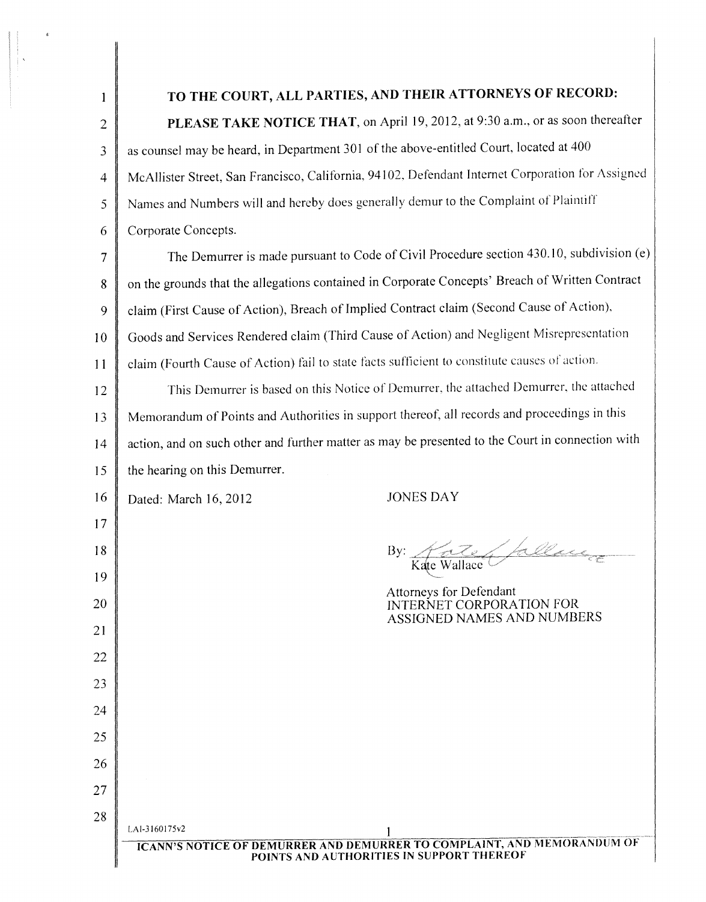**TO THE COURT, ALL PARTIES, AND THEIR ATTORNEYS OF RECORD:**

**PLEASE TAKE NOTICE THAT**, on April 19, 2012, at 9:30 a.m., or as soon thereafter as counsel may be heard, in Department 301 of the above-entitled Court, located at 400 McAllister Street, San Francisco, California, 94102, Defendant Internet Corporation for Assigned Names and Numbers will and hereby does generally demur to the Complaint of Plaintiff Corporate Concepts.

The Demurrer is made pursuant to Code of Civil Procedure section 430.10, subdivision (e) on the grounds that the allegations contained in Corporate Concepts' Breach of Written Contract claim (First Cause of Action), Breach of Implied Contract claim (Second Cause of Action), Goods and Services Rendered claim (Third Cause of Action) and Negligent Misrepresentation claim (Fourth Cause of Action) fail to state facts sufficient to constitute causes of action.

This Demurrer is based on this Notice of Demurrer, the attached Demurrer, the attached Memorandum of Points and Authorities in support thereof, all records and proceedings in this action, and on such other and further matter as may be presented to the Court in connection with the hearing on this Demurrer.

Dated: March 16, 2012

JONES DAY

By: Kate Wallace

Attorneys for Defendant
INTERNET CORPORATION FOR ASSIGNED NAMES AND NUMBERS

LAI-3160175v2

ICANN'S NOTICE OF DEMURRER AND DEMURRER TO COMPLAINT, AND MEMORANDUM OF POINTS AND AUTHORITIES IN SUPPORT THEREOF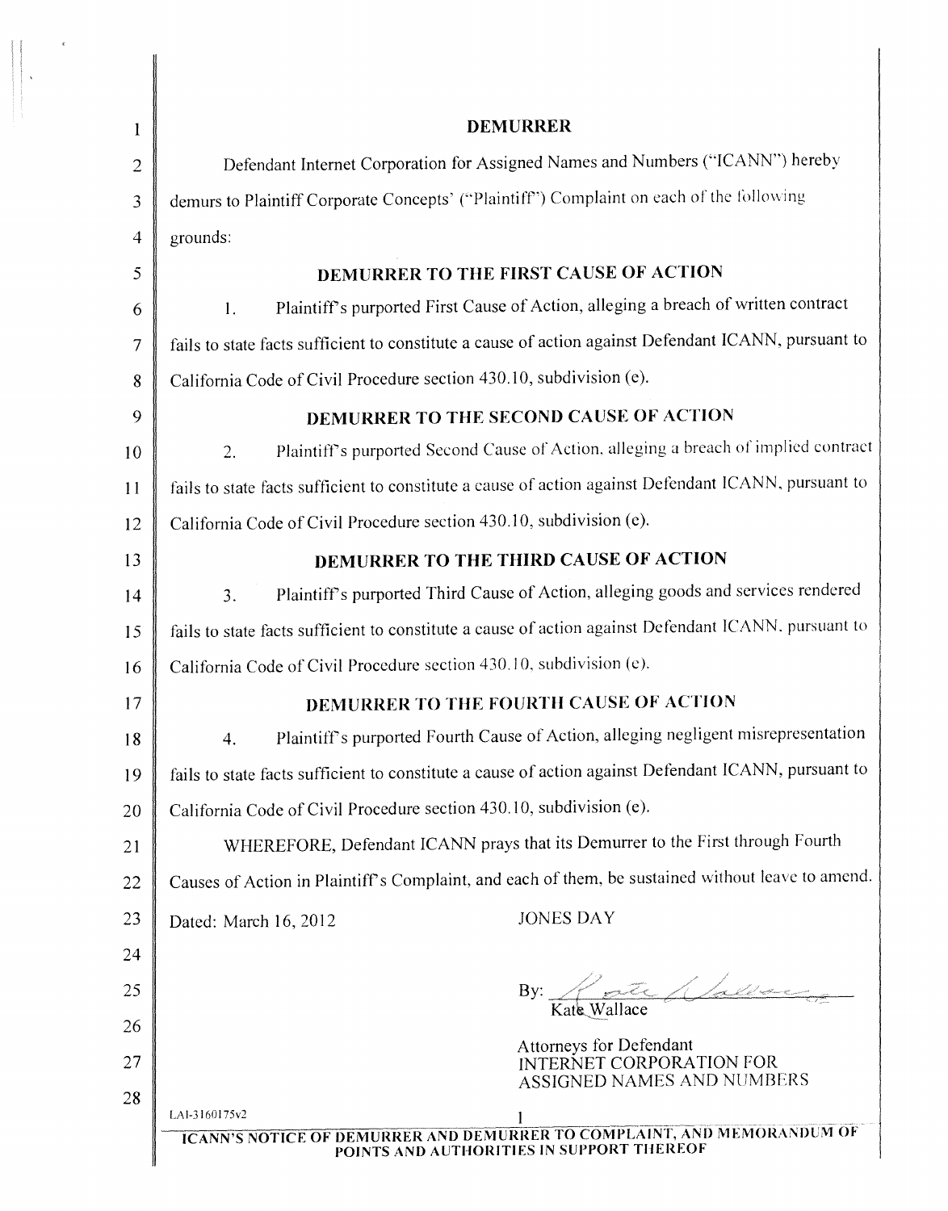# DEMURRER

Defendant Internet Corporation for Assigned Names and Numbers ("ICANN") hereby demurs to Plaintiff Corporate Concepts' ("Plaintiff") Complaint on each of the following grounds:

## DEMURRER TO THE FIRST CAUSE OF ACTION

1. Plaintiff's purported First Cause of Action, alleging a breach of written contract fails to state facts sufficient to constitute a cause of action against Defendant ICANN, pursuant to California Code of Civil Procedure section 430.10, subdivision (e).

## DEMURRER TO THE SECOND CAUSE OF ACTION

2. Plaintiff's purported Second Cause of Action, alleging a breach of implied contract fails to state facts sufficient to constitute a cause of action against Defendant ICANN, pursuant to California Code of Civil Procedure section 430.10, subdivision (e).

## DEMURRER TO THE THIRD CAUSE OF ACTION

3. Plaintiff's purported Third Cause of Action, alleging goods and services rendered fails to state facts sufficient to constitute a cause of action against Defendant ICANN, pursuant to California Code of Civil Procedure section 430.10, subdivision (e).

## DEMURRER TO THE FOURTH CAUSE OF ACTION

4. Plaintiff's purported Fourth Cause of Action, alleging negligent misrepresentation fails to state facts sufficient to constitute a cause of action against Defendant ICANN, pursuant to California Code of Civil Procedure section 430.10, subdivision (e).

WHEREFORE, Defendant ICANN prays that its Demurrer to the First through Fourth Causes of Action in Plaintiff's Complaint, and each of them, be sustained without leave to amend.

Dated: March 16, 2012

JONES DAY

By: Kate Wallace
Kate Wallace

Attorneys for Defendant
INTERNET CORPORATION FOR ASSIGNED NAMES AND NUMBERS

LAI-3160175v2

ICANN'S NOTICE OF DEMURRER AND DEMURRER TO COMPLAINT, AND MEMORANDUM OF POINTS AND AUTHORITIES IN SUPPORT THEREOF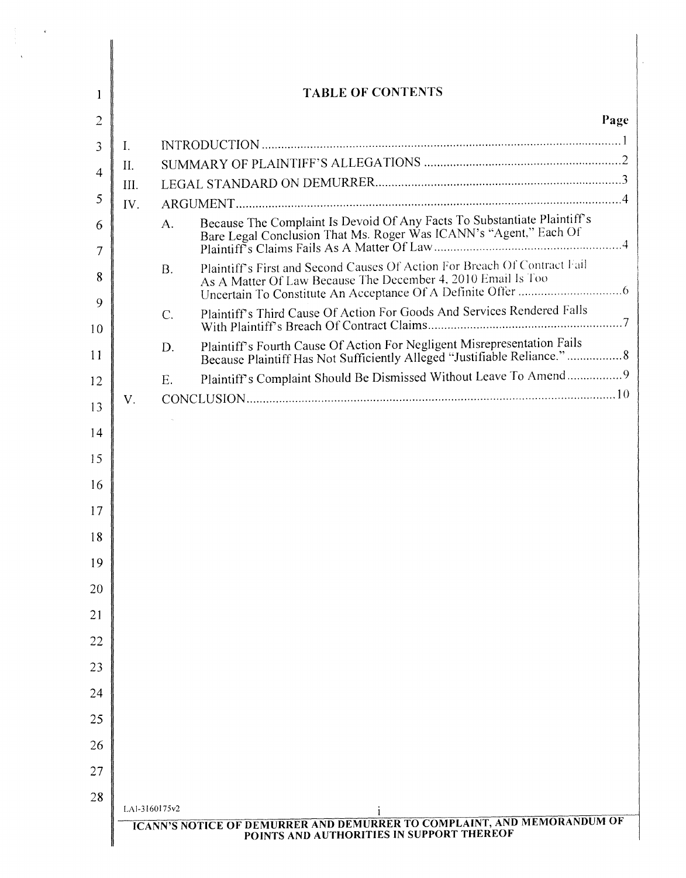# TABLE OF CONTENTS

| | | | Page |
|---|---|---|---|
| I. | INTRODUCTION | | 1 |
| II. | SUMMARY OF PLAINTIFF'S ALLEGATIONS | | 2 |
| III. | LEGAL STANDARD ON DEMURRER | | 3 |
| IV. | ARGUMENT | | 4 |
| | A. | Because The Complaint Is Devoid Of Any Facts To Substantiate Plaintiff's Bare Legal Conclusion That Ms. Roger Was ICANN's "Agent," Each Of Plaintiff's Claims Fails As A Matter Of Law | 4 |
| | B. | Plaintiff's First and Second Causes Of Action For Breach Of Contract Fail As A Matter Of Law Because The December 4, 2010 Email Is Too Uncertain To Constitute An Acceptance Of A Definite Offer | 6 |
| | C. | Plaintiff's Third Cause Of Action For Goods And Services Rendered Falls With Plaintiff's Breach Of Contract Claims | 7 |
| | D. | Plaintiff's Fourth Cause Of Action For Negligent Misrepresentation Fails Because Plaintiff Has Not Sufficiently Alleged "Justifiable Reliance." | 8 |
| | E. | Plaintiff's Complaint Should Be Dismissed Without Leave To Amend | 9 |
| V. | CONCLUSION | | 10 |

LAI-3160175v2

ICANN'S NOTICE OF DEMURRER AND DEMURRER TO COMPLAINT, AND MEMORANDUM OF POINTS AND AUTHORITIES IN SUPPORT THEREOF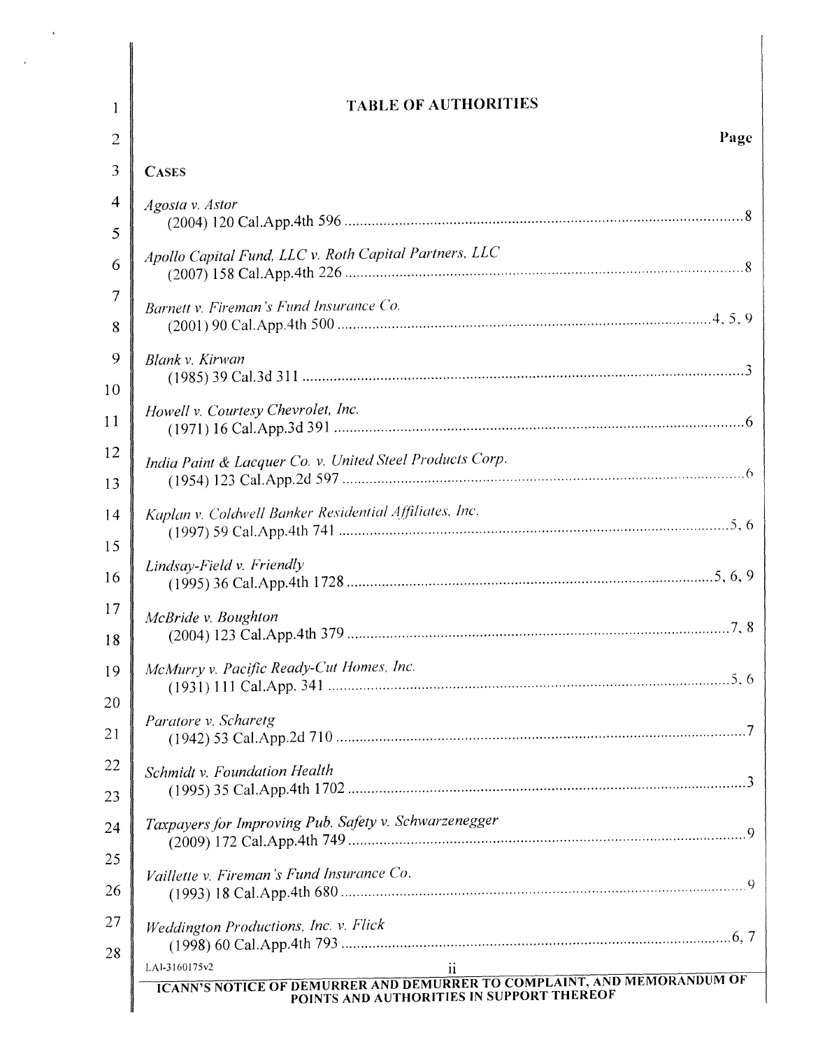# TABLE OF AUTHORITIES

| | Page |
|---|---|
| **CASES** | |
| *Agosta v. Astor* (2004) 120 Cal.App.4th 596 | 8 |
| *Apollo Capital Fund, LLC v. Roth Capital Partners, LLC* (2007) 158 Cal.App.4th 226 | 8 |
| *Barnett v. Fireman's Fund Insurance Co.* (2001) 90 Cal.App.4th 500 | 4, 5, 9 |
| *Blank v. Kirwan* (1985) 39 Cal.3d 311 | 3 |
| *Howell v. Courtesy Chevrolet, Inc.* (1971) 16 Cal.App.3d 391 | 6 |
| *India Paint & Lacquer Co. v. United Steel Products Corp.* (1954) 123 Cal.App.2d 597 | 6 |
| *Kaplan v. Coldwell Banker Residential Affiliates, Inc.* (1997) 59 Cal.App.4th 741 | 5, 6 |
| *Lindsay-Field v. Friendly* (1995) 36 Cal.App.4th 1728 | 5, 6, 9 |
| *McBride v. Boughton* (2004) 123 Cal.App.4th 379 | 7, 8 |
| *McMurry v. Pacific Ready-Cut Homes, Inc.* (1931) 111 Cal.App. 341 | 5, 6 |
| *Paratore v. Scharetg* (1942) 53 Cal.App.2d 710 | 7 |
| *Schmidt v. Foundation Health* (1995) 35 Cal.App.4th 1702 | 3 |
| *Taxpayers for Improving Pub. Safety v. Schwarzenegger* (2009) 172 Cal.App.4th 749 | 9 |
| *Vaillette v. Fireman's Fund Insurance Co.* (1993) 18 Cal.App.4th 680 | 9 |
| *Weddington Productions, Inc. v. Flick* (1998) 60 Cal.App.4th 793 | 6, 7 |

LAI-3160175v2

ICANN'S NOTICE OF DEMURRER AND DEMURRER TO COMPLAINT, AND MEMORANDUM OF POINTS AND AUTHORITIES IN SUPPORT THEREOF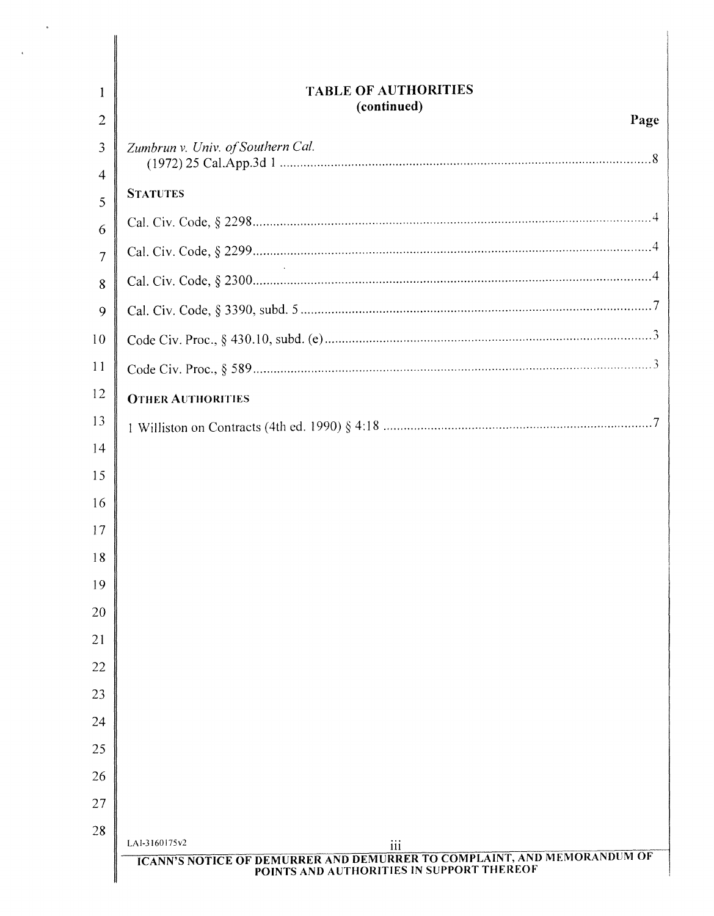## TABLE OF AUTHORITIES
### (continued)

| | Page |
|---|---|
| *Zumbrun v. Univ. of Southern Cal.* (1972) 25 Cal.App.3d 1 | 8 |
| **STATUTES** | |
| Cal. Civ. Code, § 2298 | 4 |
| Cal. Civ. Code, § 2299 | 4 |
| Cal. Civ. Code, § 2300 | 4 |
| Cal. Civ. Code, § 3390, subd. 5 | 7 |
| Code Civ. Proc., § 430.10, subd. (e) | 3 |
| Code Civ. Proc., § 589 | 3 |
| **OTHER AUTHORITIES** | |
| 1 Williston on Contracts (4th ed. 1990) § 4:18 | 7 |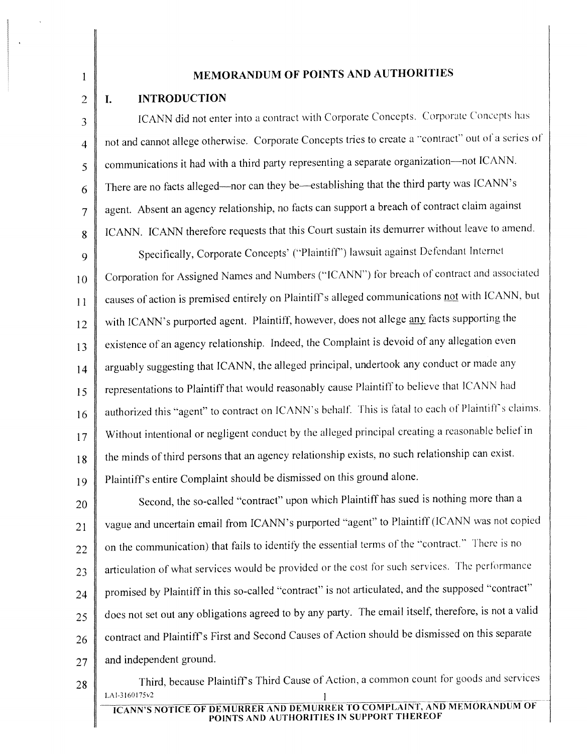## MEMORANDUM OF POINTS AND AUTHORITIES

### I. INTRODUCTION

ICANN did not enter into a contract with Corporate Concepts. Corporate Concepts has not and cannot allege otherwise. Corporate Concepts tries to create a "contract" out of a series of communications it had with a third party representing a separate organization—not ICANN. There are no facts alleged—nor can they be—establishing that the third party was ICANN's agent. Absent an agency relationship, no facts can support a breach of contract claim against ICANN. ICANN therefore requests that this Court sustain its demurrer without leave to amend.

Specifically, Corporate Concepts' ("Plaintiff") lawsuit against Defendant Internet Corporation for Assigned Names and Numbers ("ICANN") for breach of contract and associated causes of action is premised entirely on Plaintiff's alleged communications not with ICANN, but with ICANN's purported agent. Plaintiff, however, does not allege any facts supporting the existence of an agency relationship. Indeed, the Complaint is devoid of any allegation even arguably suggesting that ICANN, the alleged principal, undertook any conduct or made any representations to Plaintiff that would reasonably cause Plaintiff to believe that ICANN had authorized this "agent" to contract on ICANN's behalf. This is fatal to each of Plaintiff's claims. Without intentional or negligent conduct by the alleged principal creating a reasonable belief in the minds of third persons that an agency relationship exists, no such relationship can exist. Plaintiff's entire Complaint should be dismissed on this ground alone.

Second, the so-called "contract" upon which Plaintiff has sued is nothing more than a vague and uncertain email from ICANN's purported "agent" to Plaintiff (ICANN was not copied on the communication) that fails to identify the essential terms of the "contract." There is no articulation of what services would be provided or the cost for such services. The performance promised by Plaintiff in this so-called "contract" is not articulated, and the supposed "contract" does not set out any obligations agreed to by any party. The email itself, therefore, is not a valid contract and Plaintiff's First and Second Causes of Action should be dismissed on this separate and independent ground.

Third, because Plaintiff's Third Cause of Action, a common count for goods and services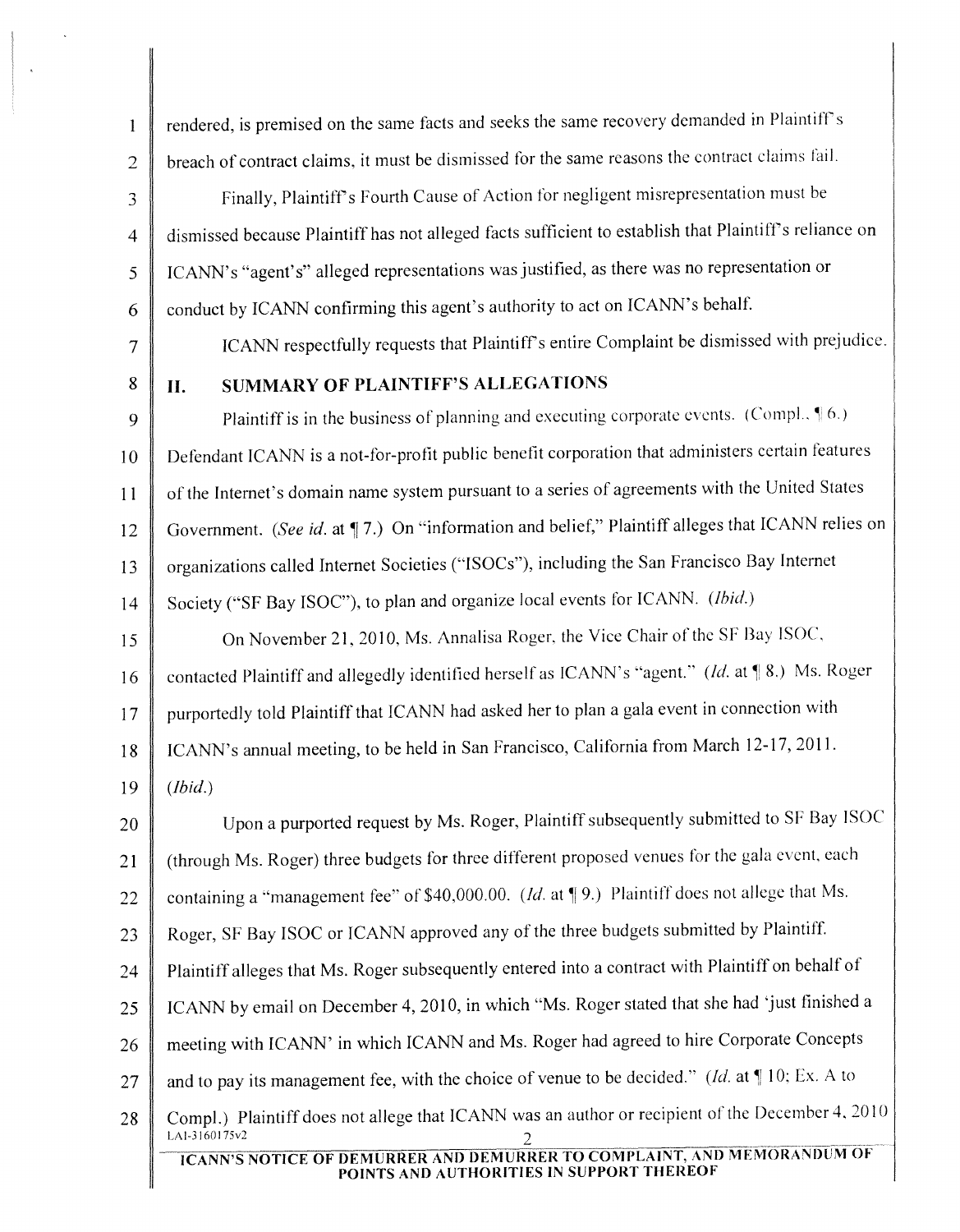rendered, is premised on the same facts and seeks the same recovery demanded in Plaintiff's breach of contract claims, it must be dismissed for the same reasons the contract claims fail.

Finally, Plaintiff's Fourth Cause of Action for negligent misrepresentation must be dismissed because Plaintiff has not alleged facts sufficient to establish that Plaintiff's reliance on ICANN's "agent's" alleged representations was justified, as there was no representation or conduct by ICANN confirming this agent's authority to act on ICANN's behalf.

ICANN respectfully requests that Plaintiff's entire Complaint be dismissed with prejudice.

## II. SUMMARY OF PLAINTIFF'S ALLEGATIONS

Plaintiff is in the business of planning and executing corporate events. (Compl., ¶ 6.) Defendant ICANN is a not-for-profit public benefit corporation that administers certain features of the Internet's domain name system pursuant to a series of agreements with the United States Government. (*See id.* at ¶ 7.) On "information and belief," Plaintiff alleges that ICANN relies on organizations called Internet Societies ("ISOCs"), including the San Francisco Bay Internet Society ("SF Bay ISOC"), to plan and organize local events for ICANN. (*Ibid.*)

On November 21, 2010, Ms. Annalisa Roger, the Vice Chair of the SF Bay ISOC, contacted Plaintiff and allegedly identified herself as ICANN's "agent." (*Id.* at ¶ 8.) Ms. Roger purportedly told Plaintiff that ICANN had asked her to plan a gala event in connection with ICANN's annual meeting, to be held in San Francisco, California from March 12-17, 2011. (*Ibid.*)

Upon a purported request by Ms. Roger, Plaintiff subsequently submitted to SF Bay ISOC (through Ms. Roger) three budgets for three different proposed venues for the gala event, each containing a "management fee" of $40,000.00. (*Id.* at ¶ 9.) Plaintiff does not allege that Ms. Roger, SF Bay ISOC or ICANN approved any of the three budgets submitted by Plaintiff. Plaintiff alleges that Ms. Roger subsequently entered into a contract with Plaintiff on behalf of ICANN by email on December 4, 2010, in which "Ms. Roger stated that she had 'just finished a meeting with ICANN' in which ICANN and Ms. Roger had agreed to hire Corporate Concepts and to pay its management fee, with the choice of venue to be decided." (*Id.* at ¶ 10; Ex. A to Compl.) Plaintiff does not allege that ICANN was an author or recipient of the December 4, 2010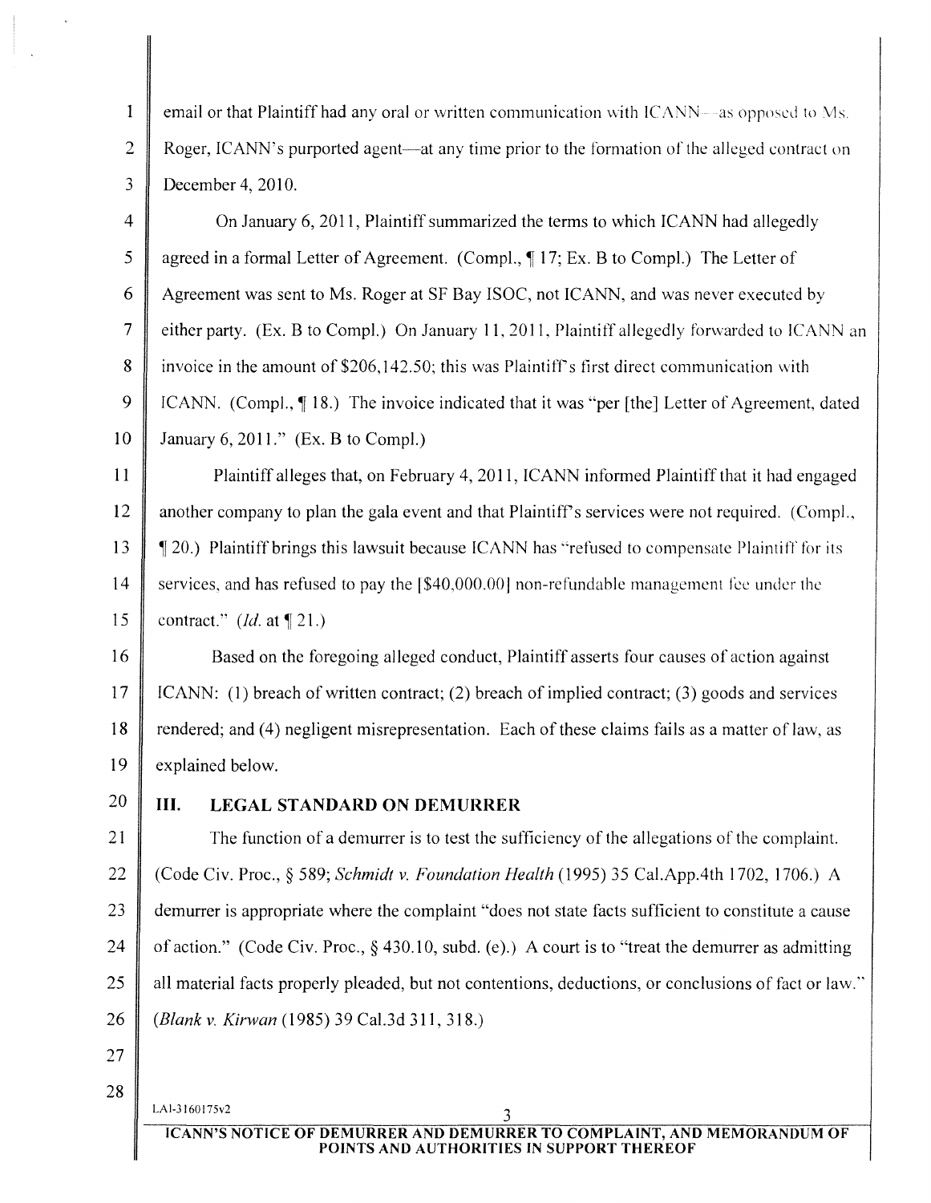email or that Plaintiff had any oral or written communication with ICANN—as opposed to Ms. Roger, ICANN's purported agent—at any time prior to the formation of the alleged contract on December 4, 2010.

On January 6, 2011, Plaintiff summarized the terms to which ICANN had allegedly agreed in a formal Letter of Agreement. (Compl., ¶ 17; Ex. B to Compl.) The Letter of Agreement was sent to Ms. Roger at SF Bay ISOC, not ICANN, and was never executed by either party. (Ex. B to Compl.) On January 11, 2011, Plaintiff allegedly forwarded to ICANN an invoice in the amount of $206,142.50; this was Plaintiff's first direct communication with ICANN. (Compl., ¶ 18.) The invoice indicated that it was "per [the] Letter of Agreement, dated January 6, 2011." (Ex. B to Compl.)

Plaintiff alleges that, on February 4, 2011, ICANN informed Plaintiff that it had engaged another company to plan the gala event and that Plaintiff's services were not required. (Compl., ¶ 20.) Plaintiff brings this lawsuit because ICANN has "refused to compensate Plaintiff for its services, and has refused to pay the [$40,000.00] non-refundable management fee under the contract." (*Id.* at ¶ 21.)

Based on the foregoing alleged conduct, Plaintiff asserts four causes of action against ICANN: (1) breach of written contract; (2) breach of implied contract; (3) goods and services rendered; and (4) negligent misrepresentation. Each of these claims fails as a matter of law, as explained below.

## III. LEGAL STANDARD ON DEMURRER

The function of a demurrer is to test the sufficiency of the allegations of the complaint. (Code Civ. Proc., § 589; *Schmidt v. Foundation Health* (1995) 35 Cal.App.4th 1702, 1706.) A demurrer is appropriate where the complaint "does not state facts sufficient to constitute a cause of action." (Code Civ. Proc., § 430.10, subd. (e).) A court is to "treat the demurrer as admitting all material facts properly pleaded, but not contentions, deductions, or conclusions of fact or law." (*Blank v. Kirwan* (1985) 39 Cal.3d 311, 318.)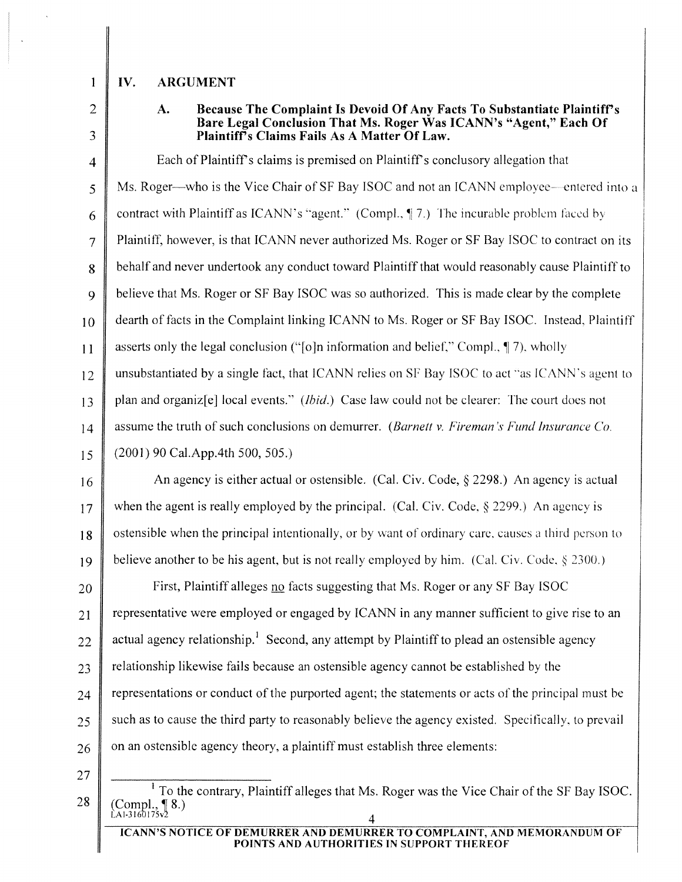## IV. ARGUMENT

### A. Because The Complaint Is Devoid Of Any Facts To Substantiate Plaintiff's Bare Legal Conclusion That Ms. Roger Was ICANN's "Agent," Each Of Plaintiff's Claims Fails As A Matter Of Law.

Each of Plaintiff's claims is premised on Plaintiff's conclusory allegation that Ms. Roger—who is the Vice Chair of SF Bay ISOC and not an ICANN employee—entered into a contract with Plaintiff as ICANN's "agent." (Compl., ¶ 7.) The incurable problem faced by Plaintiff, however, is that ICANN never authorized Ms. Roger or SF Bay ISOC to contract on its behalf and never undertook any conduct toward Plaintiff that would reasonably cause Plaintiff to believe that Ms. Roger or SF Bay ISOC was so authorized. This is made clear by the complete dearth of facts in the Complaint linking ICANN to Ms. Roger or SF Bay ISOC. Instead, Plaintiff asserts only the legal conclusion ("[o]n information and belief," Compl., ¶ 7), wholly unsubstantiated by a single fact, that ICANN relies on SF Bay ISOC to act "as ICANN's agent to plan and organiz[e] local events." (*Ibid.*) Case law could not be clearer: The court does not assume the truth of such conclusions on demurrer. (*Barnett v. Fireman's Fund Insurance Co.* (2001) 90 Cal.App.4th 500, 505.)

An agency is either actual or ostensible. (Cal. Civ. Code, § 2298.) An agency is actual when the agent is really employed by the principal. (Cal. Civ. Code, § 2299.) An agency is ostensible when the principal intentionally, or by want of ordinary care, causes a third person to believe another to be his agent, but is not really employed by him. (Cal. Civ. Code, § 2300.)

First, Plaintiff alleges no facts suggesting that Ms. Roger or any SF Bay ISOC representative were employed or engaged by ICANN in any manner sufficient to give rise to an actual agency relationship.[1] Second, any attempt by Plaintiff to plead an ostensible agency relationship likewise fails because an ostensible agency cannot be established by the representations or conduct of the purported agent; the statements or acts of the principal must be such as to cause the third party to reasonably believe the agency existed. Specifically, to prevail on an ostensible agency theory, a plaintiff must establish three elements:

---

[1] To the contrary, Plaintiff alleges that Ms. Roger was the Vice Chair of the SF Bay ISOC. (Compl., ¶ 8.)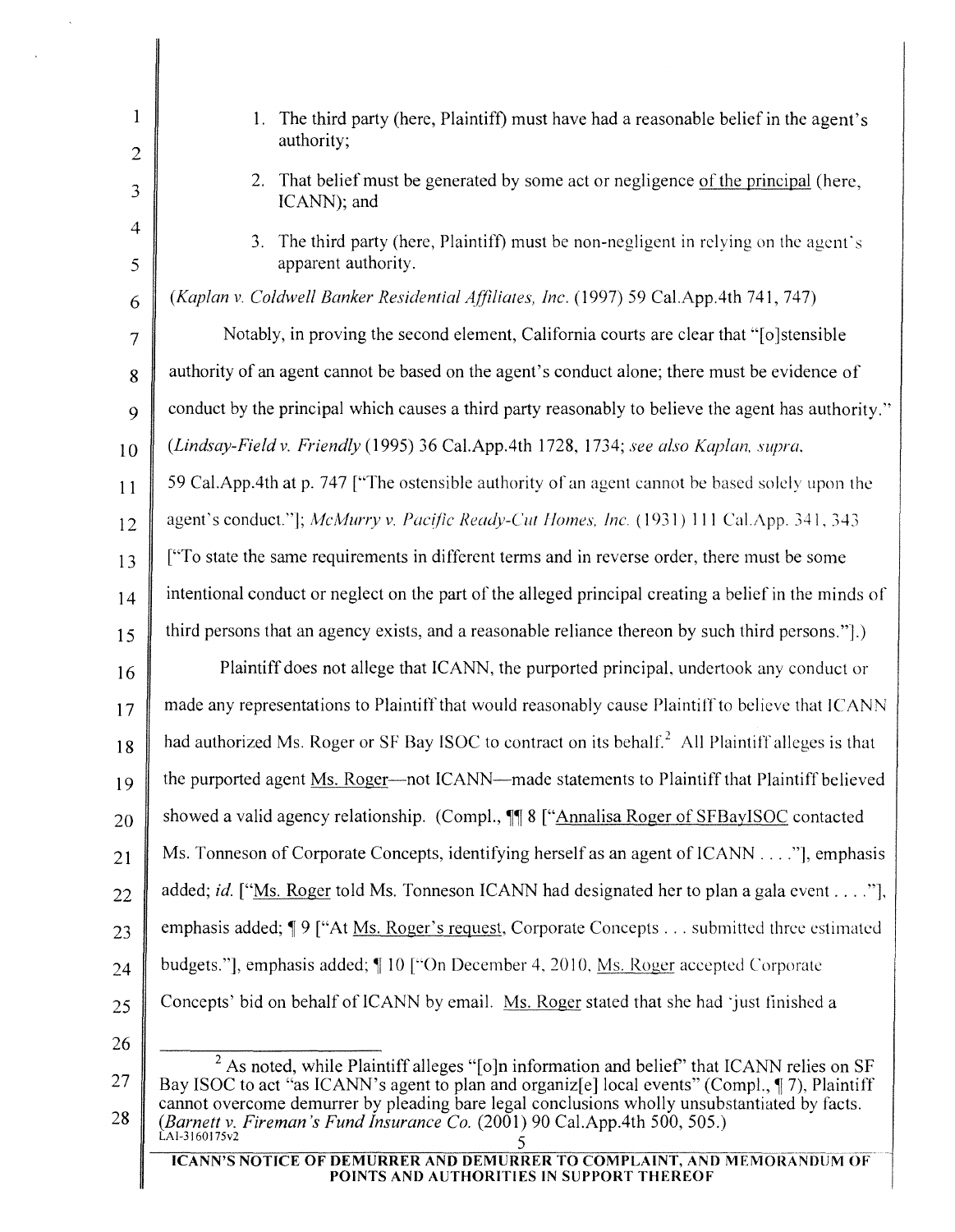1. The third party (here, Plaintiff) must have had a reasonable belief in the agent's authority;
2. That belief must be generated by some act or negligence of the principal (here, ICANN); and
3. The third party (here, Plaintiff) must be non-negligent in relying on the agent's apparent authority.

(*Kaplan v. Coldwell Banker Residential Affiliates, Inc.* (1997) 59 Cal.App.4th 741, 747)

Notably, in proving the second element, California courts are clear that "[o]stensible authority of an agent cannot be based on the agent's conduct alone; there must be evidence of conduct by the principal which causes a third party reasonably to believe the agent has authority." (*Lindsay-Field v. Friendly* (1995) 36 Cal.App.4th 1728, 1734; *see also Kaplan, supra*, 59 Cal.App.4th at p. 747 ["The ostensible authority of an agent cannot be based solely upon the agent's conduct."]; *McMurry v. Pacific Ready-Cut Homes, Inc.* (1931) 111 Cal.App. 341, 343 ["To state the same requirements in different terms and in reverse order, there must be some intentional conduct or neglect on the part of the alleged principal creating a belief in the minds of third persons that an agency exists, and a reasonable reliance thereon by such third persons."].)

Plaintiff does not allege that ICANN, the purported principal, undertook any conduct or made any representations to Plaintiff that would reasonably cause Plaintiff to believe that ICANN had authorized Ms. Roger or SF Bay ISOC to contract on its behalf.[2] All Plaintiff alleges is that the purported agent Ms. Roger—not ICANN—made statements to Plaintiff that Plaintiff believed showed a valid agency relationship. (Compl., ¶¶ 8 ["Annalisa Roger of SFBayISOC contacted Ms. Tonneson of Corporate Concepts, identifying herself as an agent of ICANN . . . ."], emphasis added; *id.* ["Ms. Roger told Ms. Tonneson ICANN had designated her to plan a gala event . . . ."], emphasis added; ¶ 9 ["At Ms. Roger's request, Corporate Concepts . . . submitted three estimated budgets."], emphasis added; ¶ 10 ["On December 4, 2010, Ms. Roger accepted Corporate Concepts' bid on behalf of ICANN by email. Ms. Roger stated that she had 'just finished a

[2] As noted, while Plaintiff alleges "[o]n information and belief" that ICANN relies on SF Bay ISOC to act "as ICANN's agent to plan and organiz[e] local events" (Compl., ¶ 7), Plaintiff cannot overcome demurrer by pleading bare legal conclusions wholly unsubstantiated by facts. (*Barnett v. Fireman's Fund Insurance Co.* (2001) 90 Cal.App.4th 500, 505.)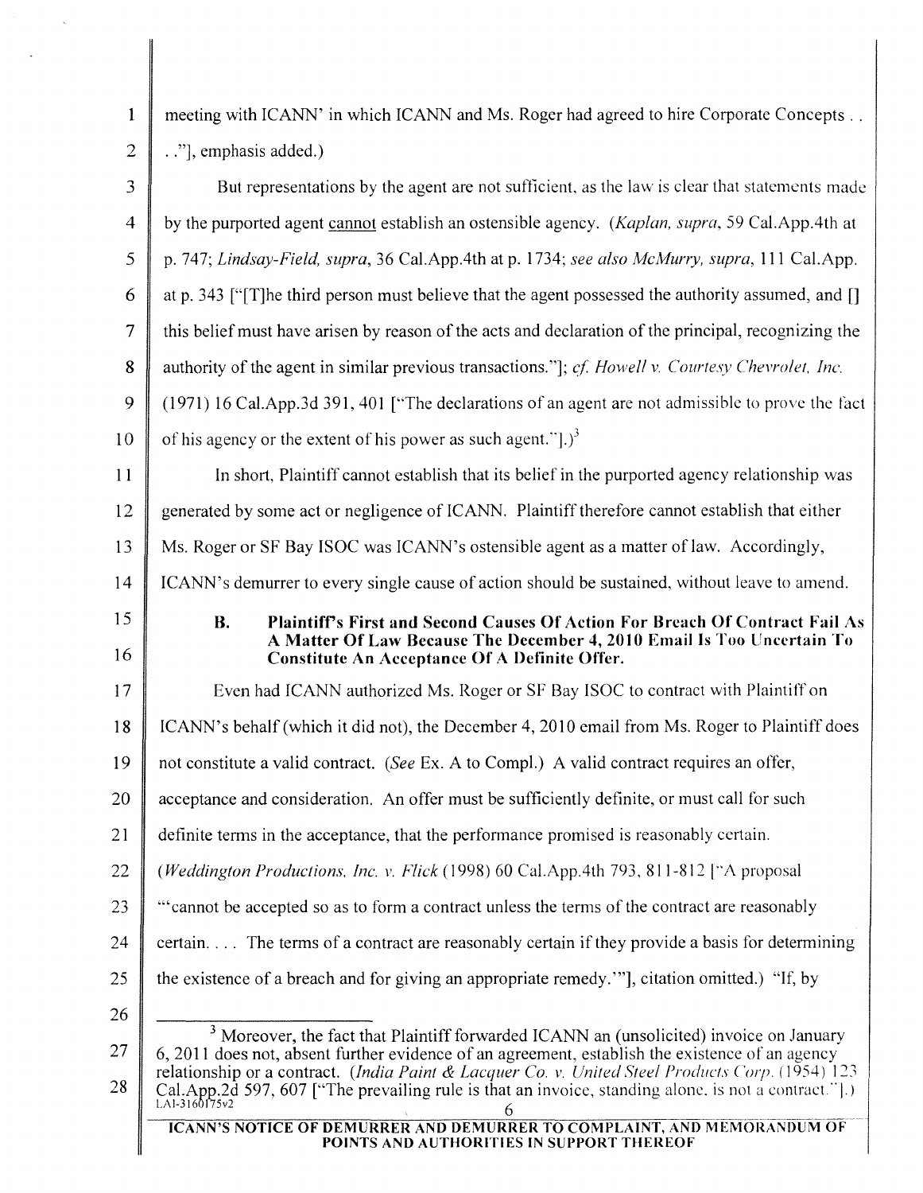meeting with ICANN' in which ICANN and Ms. Roger had agreed to hire Corporate Concepts . . . ."], emphasis added.)

But representations by the agent are not sufficient, as the law is clear that statements made by the purported agent cannot establish an ostensible agency. (*Kaplan, supra*, 59 Cal.App.4th at p. 747; *Lindsay-Field, supra*, 36 Cal.App.4th at p. 1734; *see also McMurry, supra*, 111 Cal.App. at p. 343 ["[T]he third person must believe that the agent possessed the authority assumed, and [] this belief must have arisen by reason of the acts and declaration of the principal, recognizing the authority of the agent in similar previous transactions."]; *cf. Howell v. Courtesy Chevrolet, Inc.* (1971) 16 Cal.App.3d 391, 401 ["The declarations of an agent are not admissible to prove the fact of his agency or the extent of his power as such agent."].)[3]

In short, Plaintiff cannot establish that its belief in the purported agency relationship was generated by some act or negligence of ICANN. Plaintiff therefore cannot establish that either Ms. Roger or SF Bay ISOC was ICANN's ostensible agent as a matter of law. Accordingly, ICANN's demurrer to every single cause of action should be sustained, without leave to amend.

**B. Plaintiff's First and Second Causes Of Action For Breach Of Contract Fail As A Matter Of Law Because The December 4, 2010 Email Is Too Uncertain To Constitute An Acceptance Of A Definite Offer.**

Even had ICANN authorized Ms. Roger or SF Bay ISOC to contract with Plaintiff on ICANN's behalf (which it did not), the December 4, 2010 email from Ms. Roger to Plaintiff does not constitute a valid contract. (*See* Ex. A to Compl.) A valid contract requires an offer, acceptance and consideration. An offer must be sufficiently definite, or must call for such definite terms in the acceptance, that the performance promised is reasonably certain. (*Weddington Productions, Inc. v. Flick* (1998) 60 Cal.App.4th 793, 811-812 ["A proposal "'cannot be accepted so as to form a contract unless the terms of the contract are reasonably certain. . . . The terms of a contract are reasonably certain if they provide a basis for determining the existence of a breach and for giving an appropriate remedy.'"], citation omitted.) "If, by

---

[3] Moreover, the fact that Plaintiff forwarded ICANN an (unsolicited) invoice on January 6, 2011 does not, absent further evidence of an agreement, establish the existence of an agency relationship or a contract. (*India Paint & Lacquer Co. v. United Steel Products Corp.* (1954) 123 Cal.App.2d 597, 607 ["The prevailing rule is that an invoice, standing alone, is not a contract."].)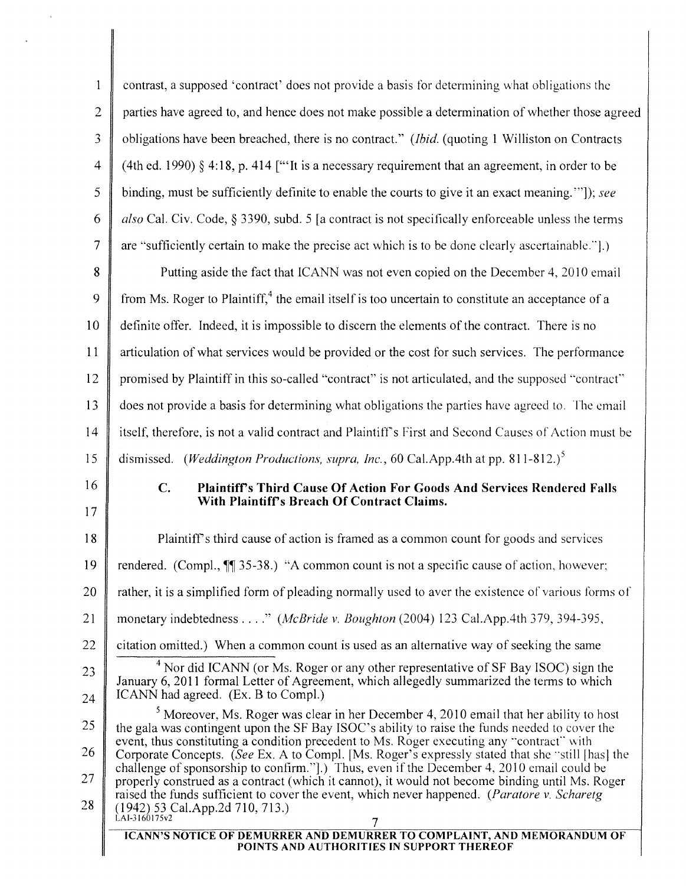contrast, a supposed 'contract' does not provide a basis for determining what obligations the parties have agreed to, and hence does not make possible a determination of whether those agreed obligations have been breached, there is no contract." (*Ibid.* (quoting 1 Williston on Contracts (4th ed. 1990) § 4:18, p. 414 ["'It is a necessary requirement that an agreement, in order to be binding, must be sufficiently definite to enable the courts to give it an exact meaning.'"]); *see also* Cal. Civ. Code, § 3390, subd. 5 [a contract is not specifically enforceable unless the terms are "sufficiently certain to make the precise act which is to be done clearly ascertainable."].)

Putting aside the fact that ICANN was not even copied on the December 4, 2010 email from Ms. Roger to Plaintiff,[4] the email itself is too uncertain to constitute an acceptance of a definite offer. Indeed, it is impossible to discern the elements of the contract. There is no articulation of what services would be provided or the cost for such services. The performance promised by Plaintiff in this so-called "contract" is not articulated, and the supposed "contract" does not provide a basis for determining what obligations the parties have agreed to. The email itself, therefore, is not a valid contract and Plaintiff's First and Second Causes of Action must be dismissed. (*Weddington Productions, supra, Inc.*, 60 Cal.App.4th at pp. 811-812.)[5]

### C. Plaintiff's Third Cause Of Action For Goods And Services Rendered Falls With Plaintiff's Breach Of Contract Claims.

Plaintiff's third cause of action is framed as a common count for goods and services rendered. (Compl., ¶¶ 35-38.) "A common count is not a specific cause of action, however; rather, it is a simplified form of pleading normally used to aver the existence of various forms of monetary indebtedness . . . ." (*McBride v. Boughton* (2004) 123 Cal.App.4th 379, 394-395, citation omitted.) When a common count is used as an alternative way of seeking the same

---

[4] Nor did ICANN (or Ms. Roger or any other representative of SF Bay ISOC) sign the January 6, 2011 formal Letter of Agreement, which allegedly summarized the terms to which ICANN had agreed. (Ex. B to Compl.)

[5] Moreover, Ms. Roger was clear in her December 4, 2010 email that her ability to host the gala was contingent upon the SF Bay ISOC's ability to raise the funds needed to cover the event, thus constituting a condition precedent to Ms. Roger executing any "contract" with Corporate Concepts. (*See* Ex. A to Compl. [Ms. Roger's expressly stated that she "still [has] the challenge of sponsorship to confirm."].) Thus, even if the December 4, 2010 email could be properly construed as a contract (which it cannot), it would not become binding until Ms. Roger raised the funds sufficient to cover the event, which never happened. (*Paratore v. Scharetg* (1942) 53 Cal.App.2d 710, 713.)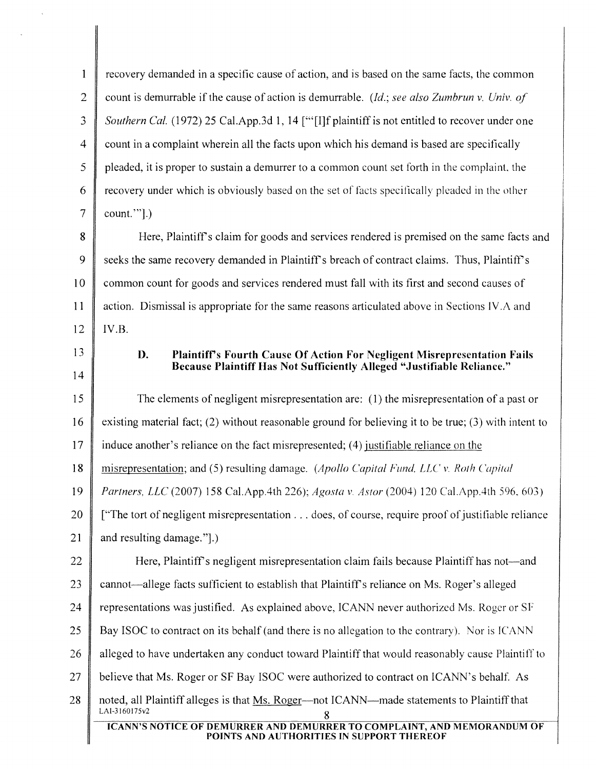recovery demanded in a specific cause of action, and is based on the same facts, the common count is demurrable if the cause of action is demurrable. (*Id.*; *see also Zumbrun v. Univ. of Southern Cal.* (1972) 25 Cal.App.3d 1, 14 ["'[I]f plaintiff is not entitled to recover under one count in a complaint wherein all the facts upon which his demand is based are specifically pleaded, it is proper to sustain a demurrer to a common count set forth in the complaint, the recovery under which is obviously based on the set of facts specifically pleaded in the other count.'"].)

Here, Plaintiff's claim for goods and services rendered is premised on the same facts and seeks the same recovery demanded in Plaintiff's breach of contract claims. Thus, Plaintiff's common count for goods and services rendered must fall with its first and second causes of action. Dismissal is appropriate for the same reasons articulated above in Sections IV.A and IV.B.

### D. Plaintiff's Fourth Cause Of Action For Negligent Misrepresentation Fails Because Plaintiff Has Not Sufficiently Alleged "Justifiable Reliance."

The elements of negligent misrepresentation are: (1) the misrepresentation of a past or existing material fact; (2) without reasonable ground for believing it to be true; (3) with intent to induce another's reliance on the fact misrepresented; (4) <u>justifiable reliance on the misrepresentation</u>; and (5) resulting damage. (*Apollo Capital Fund, LLC v. Roth Capital Partners, LLC* (2007) 158 Cal.App.4th 226); *Agosta v. Astor* (2004) 120 Cal.App.4th 596, 603) ["The tort of negligent misrepresentation . . . does, of course, require proof of justifiable reliance and resulting damage."].)

Here, Plaintiff's negligent misrepresentation claim fails because Plaintiff has not—and cannot—allege facts sufficient to establish that Plaintiff's reliance on Ms. Roger's alleged representations was justified. As explained above, ICANN never authorized Ms. Roger or SF Bay ISOC to contract on its behalf (and there is no allegation to the contrary). Nor is ICANN alleged to have undertaken any conduct toward Plaintiff that would reasonably cause Plaintiff to believe that Ms. Roger or SF Bay ISOC were authorized to contract on ICANN's behalf. As noted, all Plaintiff alleges is that <u>Ms. Roger</u>—not ICANN—made statements to Plaintiff that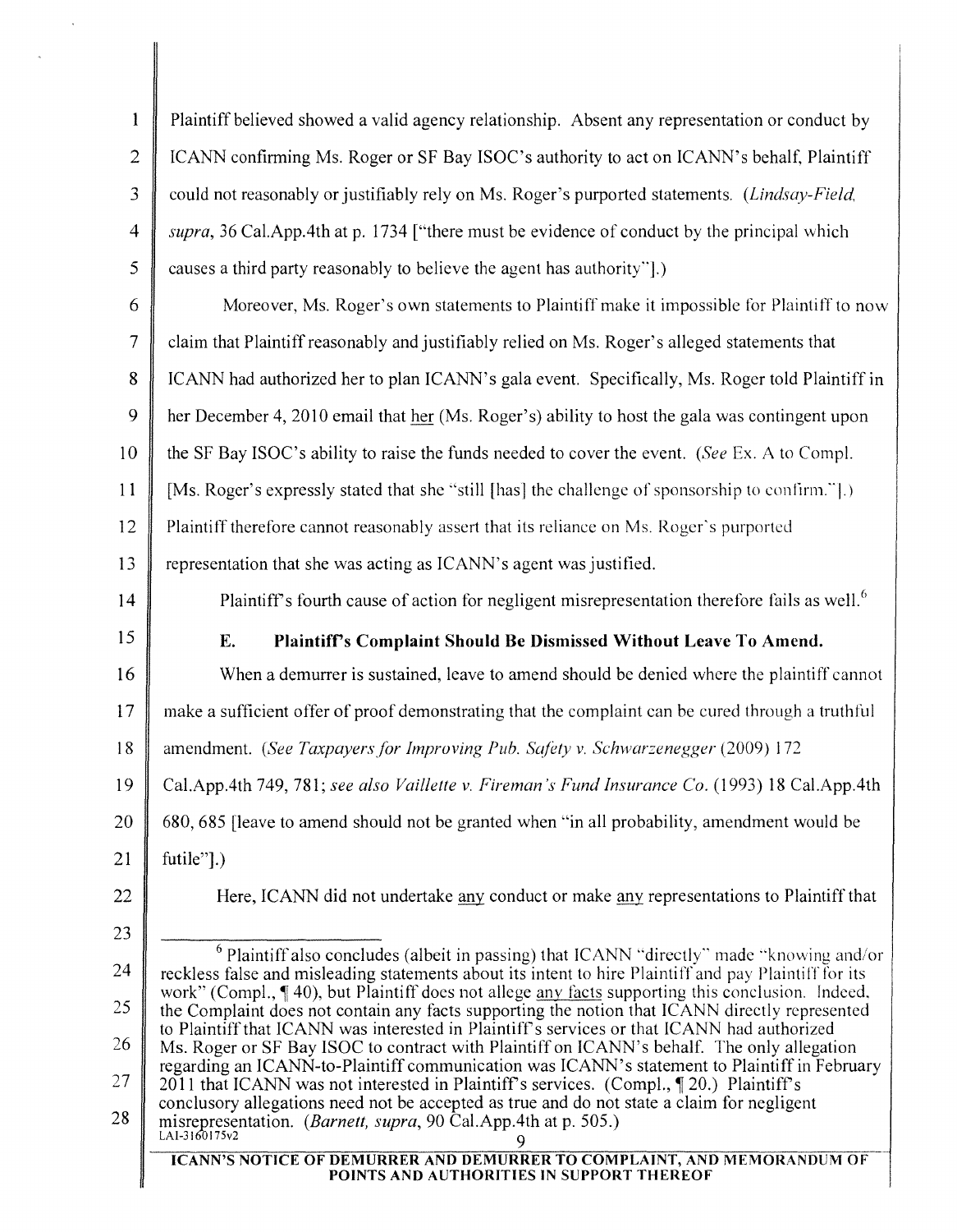Plaintiff believed showed a valid agency relationship. Absent any representation or conduct by ICANN confirming Ms. Roger or SF Bay ISOC's authority to act on ICANN's behalf, Plaintiff could not reasonably or justifiably rely on Ms. Roger's purported statements. (*Lindsay-Field, supra*, 36 Cal.App.4th at p. 1734 ["there must be evidence of conduct by the principal which causes a third party reasonably to believe the agent has authority"].)

Moreover, Ms. Roger's own statements to Plaintiff make it impossible for Plaintiff to now claim that Plaintiff reasonably and justifiably relied on Ms. Roger's alleged statements that ICANN had authorized her to plan ICANN's gala event. Specifically, Ms. Roger told Plaintiff in her December 4, 2010 email that her (Ms. Roger's) ability to host the gala was contingent upon the SF Bay ISOC's ability to raise the funds needed to cover the event. (*See* Ex. A to Compl. [Ms. Roger's expressly stated that she "still [has] the challenge of sponsorship to confirm."].) Plaintiff therefore cannot reasonably assert that its reliance on Ms. Roger's purported representation that she was acting as ICANN's agent was justified.

Plaintiff's fourth cause of action for negligent misrepresentation therefore fails as well.[6]

### E. Plaintiff's Complaint Should Be Dismissed Without Leave To Amend.

When a demurrer is sustained, leave to amend should be denied where the plaintiff cannot make a sufficient offer of proof demonstrating that the complaint can be cured through a truthful amendment. (*See Taxpayers for Improving Pub. Safety v. Schwarzenegger* (2009) 172 Cal.App.4th 749, 781; *see also Vaillette v. Fireman's Fund Insurance Co.* (1993) 18 Cal.App.4th 680, 685 [leave to amend should not be granted when "in all probability, amendment would be futile"].)

Here, ICANN did not undertake any conduct or make any representations to Plaintiff that

---

[6] Plaintiff also concludes (albeit in passing) that ICANN "directly" made "knowing and/or reckless false and misleading statements about its intent to hire Plaintiff and pay Plaintiff for its work" (Compl., ¶ 40), but Plaintiff does not allege any facts supporting this conclusion. Indeed, the Complaint does not contain any facts supporting the notion that ICANN directly represented to Plaintiff that ICANN was interested in Plaintiff's services or that ICANN had authorized Ms. Roger or SF Bay ISOC to contract with Plaintiff on ICANN's behalf. The only allegation regarding an ICANN-to-Plaintiff communication was ICANN's statement to Plaintiff in February 2011 that ICANN was not interested in Plaintiff's services. (Compl., ¶ 20.) Plaintiff's conclusory allegations need not be accepted as true and do not state a claim for negligent misrepresentation. (*Barnett, supra*, 90 Cal.App.4th at p. 505.)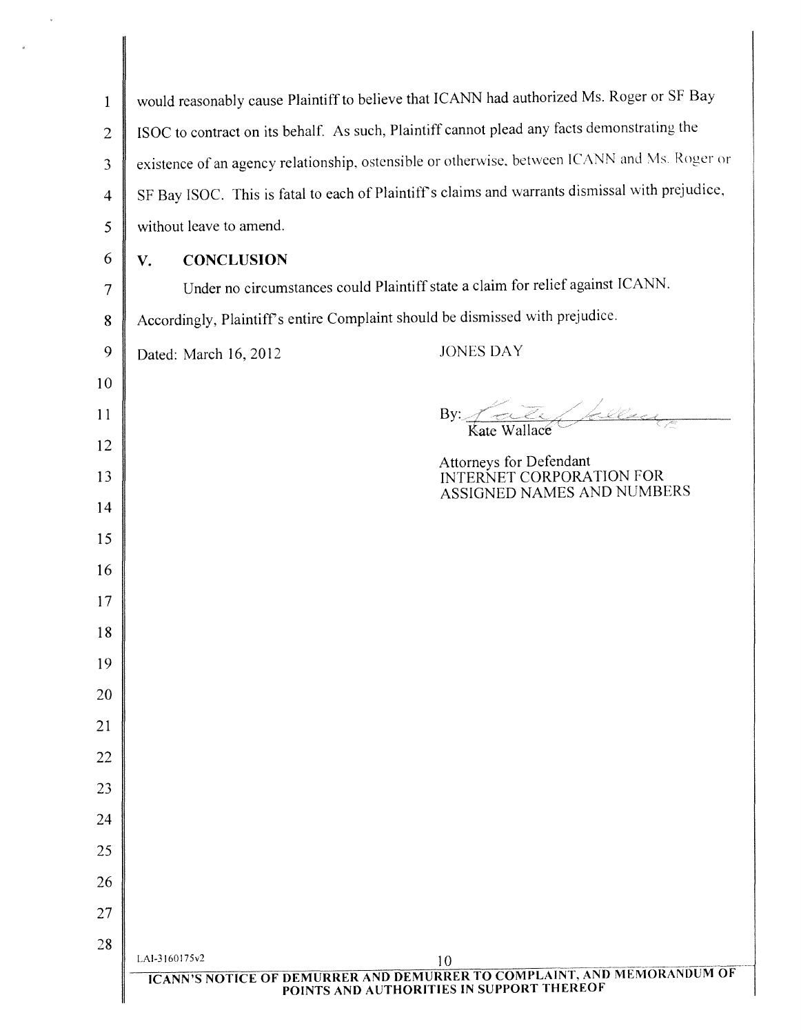would reasonably cause Plaintiff to believe that ICANN had authorized Ms. Roger or SF Bay ISOC to contract on its behalf. As such, Plaintiff cannot plead any facts demonstrating the existence of an agency relationship, ostensible or otherwise, between ICANN and Ms. Roger or SF Bay ISOC. This is fatal to each of Plaintiff's claims and warrants dismissal with prejudice, without leave to amend.

## V. CONCLUSION

Under no circumstances could Plaintiff state a claim for relief against ICANN. Accordingly, Plaintiff's entire Complaint should be dismissed with prejudice.

Dated: March 16, 2012

JONES DAY

By: Kate Wallace
Kate Wallace

Attorneys for Defendant
INTERNET CORPORATION FOR ASSIGNED NAMES AND NUMBERS

LAI-3160175v2

ICANN'S NOTICE OF DEMURRER AND DEMURRER TO COMPLAINT, AND MEMORANDUM OF POINTS AND AUTHORITIES IN SUPPORT THEREOF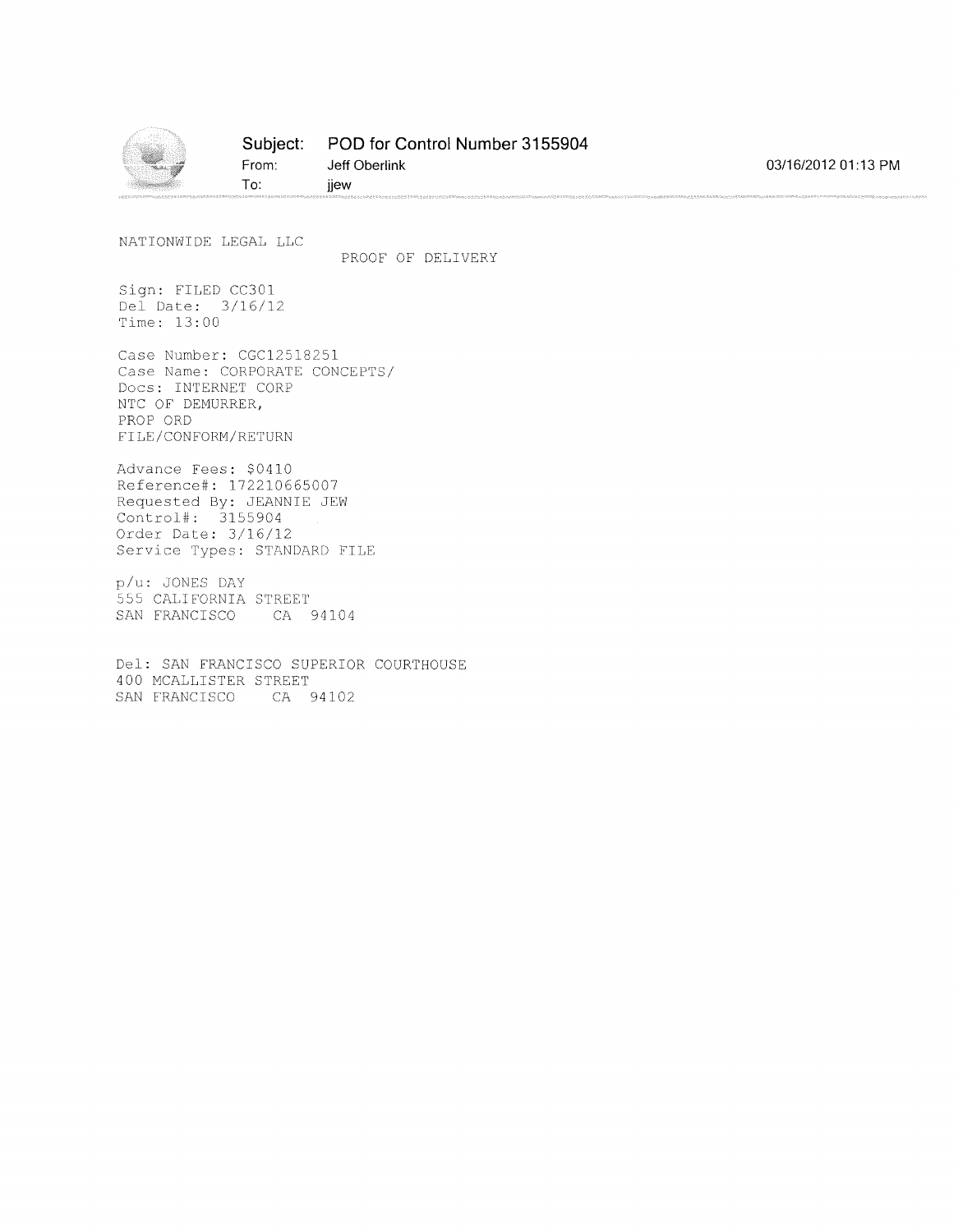**Subject:** POD for Control Number 3155904

**From:** Jeff Oberlink

**To:** jjew

03/16/2012 01:13 PM

NATIONWIDE LEGAL LLC

PROOF OF DELIVERY

Sign: FILED CC301
Del Date: 3/16/12
Time: 13:00

Case Number: CGC12518251
Case Name: CORPORATE CONCEPTS/
Docs: INTERNET CORP
NTC OF DEMURRER,
PROP ORD
FILE/CONFORM/RETURN

Advance Fees: $0410
Reference#: 172210665007
Requested By: JEANNIE JEW
Control#: 3155904
Order Date: 3/16/12
Service Types: STANDARD FILE

p/u: JONES DAY
555 CALIFORNIA STREET
SAN FRANCISCO CA 94104

Del: SAN FRANCISCO SUPERIOR COURTHOUSE
400 MCALLISTER STREET
SAN FRANCISCO CA 94102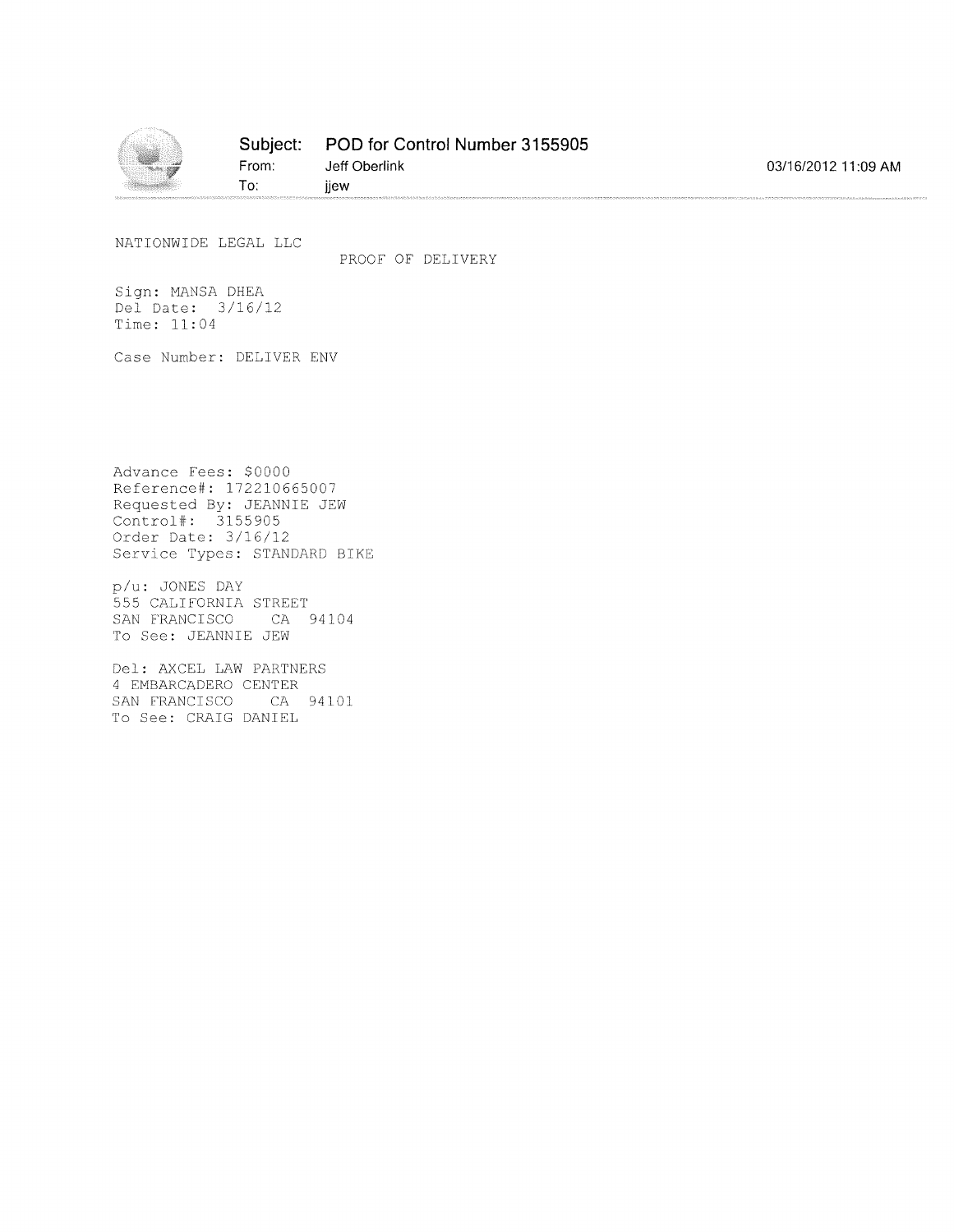**Subject:** POD for Control Number 3155905
**From:** Jeff Oberlink
**To:** jjew

03/16/2012 11:09 AM

NATIONWIDE LEGAL LLC

PROOF OF DELIVERY

Sign: MANSA DHEA
Del Date: 3/16/12
Time: 11:04

Case Number: DELIVER ENV

Advance Fees: $0000
Reference#: 172210665007
Requested By: JEANNIE JEW
Control#: 3155905
Order Date: 3/16/12
Service Types: STANDARD BIKE

p/u: JONES DAY
555 CALIFORNIA STREET
SAN FRANCISCO CA 94104
To See: JEANNIE JEW

Del: AXCEL LAW PARTNERS
4 EMBARCADERO CENTER
SAN FRANCISCO CA 94101
To See: CRAIG DANIEL